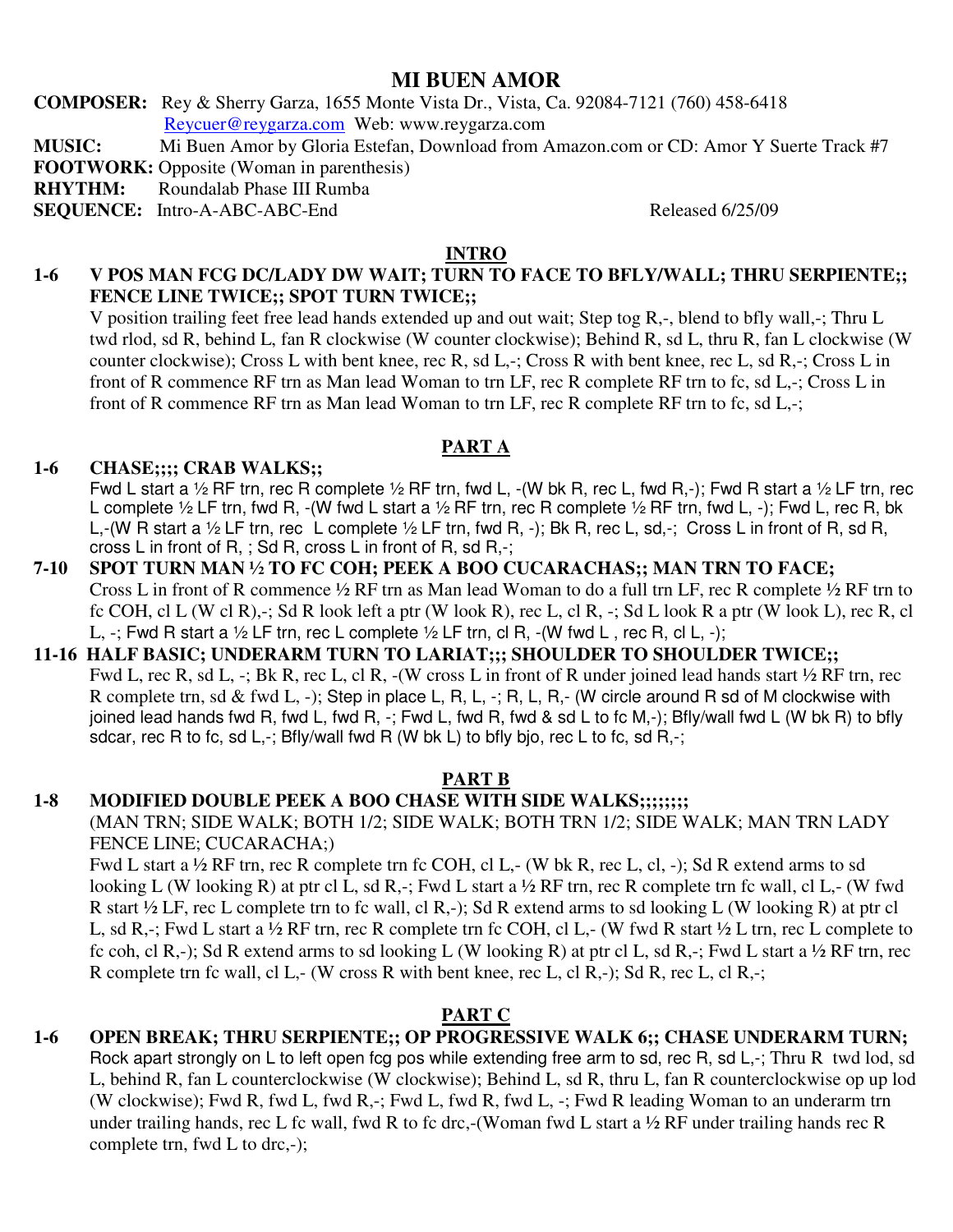# MI BUEN AMOR

**COMPOSER:** Rey & Sherry Garza, 1655 Monte Vista Dr., Vista, Ca. 92084-7121 (760) 458-6418
Reycuer@reygarza.com Web: www.reygarza.com

**MUSIC:** Mi Buen Amor by Gloria Estefan, Download from Amazon.com or CD: Amor Y Suerte Track #7

**FOOTWORK:** Opposite (Woman in parenthesis)

**RHYTHM:** Roundalab Phase III Rumba

**SEQUENCE:** Intro-A-ABC-ABC-End Released 6/25/09

## INTRO

**1-6 V POS MAN FCG DC/LADY DW WAIT; TURN TO FACE TO BFLY/WALL; THRU SERPIENTE;; FENCE LINE TWICE;; SPOT TURN TWICE;;**

V position trailing feet free lead hands extended up and out wait; Step tog R,-, blend to bfly wall,-; Thru L twd rlod, sd R, behind L, fan R clockwise (W counter clockwise); Behind R, sd L, thru R, fan L clockwise (W counter clockwise); Cross L with bent knee, rec R, sd L,-; Cross R with bent knee, rec L, sd R,-; Cross L in front of R commence RF trn as Man lead Woman to trn LF, rec R complete RF trn to fc, sd L,-; Cross L in front of R commence RF trn as Man lead Woman to trn LF, rec R complete RF trn to fc, sd L,-;

## PART A

**1-6 CHASE;;;; CRAB WALKS;;**

Fwd L start a ½ RF trn, rec R complete ½ RF trn, fwd L, -(W bk R, rec L, fwd R,-); Fwd R start a ½ LF trn, rec L complete ½ LF trn, fwd R, -(W fwd L start a ½ RF trn, rec R complete ½ RF trn, fwd L, -); Fwd L, rec R, bk L,-(W R start a ½ LF trn, rec L complete ½ LF trn, fwd R, -); Bk R, rec L, sd,-; Cross L in front of R, sd R, cross L in front of R, ; Sd R, cross L in front of R, sd R,-;

**7-10 SPOT TURN MAN ½ TO FC COH; PEEK A BOO CUCARACHAS;; MAN TRN TO FACE;**

Cross L in front of R commence ½ RF trn as Man lead Woman to do a full trn LF, rec R complete ½ RF trn to fc COH, cl L (W cl R),-; Sd R look left a ptr (W look R), rec L, cl R, -; Sd L look R a ptr (W look L), rec R, cl L, -; Fwd R start a ½ LF trn, rec L complete ½ LF trn, cl R, -(W fwd L , rec R, cl L, -);

**11-16 HALF BASIC; UNDERARM TURN TO LARIAT;;; SHOULDER TO SHOULDER TWICE;;**

Fwd L, rec R, sd L, -; Bk R, rec L, cl R, -(W cross L in front of R under joined lead hands start ½ RF trn, rec R complete trn, sd & fwd L, -); Step in place L, R, L, -; R, L, R,- (W circle around R sd of M clockwise with joined lead hands fwd R, fwd L, fwd R, -; Fwd L, fwd R, fwd & sd L to fc M,-); Bfly/wall fwd L (W bk R) to bfly sdcar, rec R to fc, sd L,-; Bfly/wall fwd R (W bk L) to bfly bjo, rec L to fc, sd R,-;

## PART B

**1-8 MODIFIED DOUBLE PEEK A BOO CHASE WITH SIDE WALKS;;;;;;;;**

(MAN TRN; SIDE WALK; BOTH 1/2; SIDE WALK; BOTH TRN 1/2; SIDE WALK; MAN TRN LADY FENCE LINE; CUCARACHA;)

Fwd L start a ½ RF trn, rec R complete trn fc COH, cl L,- (W bk R, rec L, cl, -); Sd R extend arms to sd looking L (W looking R) at ptr cl L, sd R,-; Fwd L start a ½ RF trn, rec R complete trn fc wall, cl L,- (W fwd R start ½ LF, rec L complete trn to fc wall, cl R,-); Sd R extend arms to sd looking L (W looking R) at ptr cl L, sd R,-; Fwd L start a ½ RF trn, rec R complete trn fc COH, cl L,- (W fwd R start ½ L trn, rec L complete to fc coh, cl R,-); Sd R extend arms to sd looking L (W looking R) at ptr cl L, sd R,-; Fwd L start a ½ RF trn, rec R complete trn fc wall, cl L,- (W cross R with bent knee, rec L, cl R,-); Sd R, rec L, cl R,-;

## PART C

**1-6 OPEN BREAK; THRU SERPIENTE;; OP PROGRESSIVE WALK 6;; CHASE UNDERARM TURN;**

Rock apart strongly on L to left open fcg pos while extending free arm to sd, rec R, sd L,-; Thru R twd lod, sd L, behind R, fan L counterclockwise (W clockwise); Behind L, sd R, thru L, fan R counterclockwise op up lod (W clockwise); Fwd R, fwd L, fwd R,-; Fwd L, fwd R, fwd L, -; Fwd R leading Woman to an underarm trn under trailing hands, rec L fc wall, fwd R to fc drc,-(Woman fwd L start a ½ RF under trailing hands rec R complete trn, fwd L to drc,-);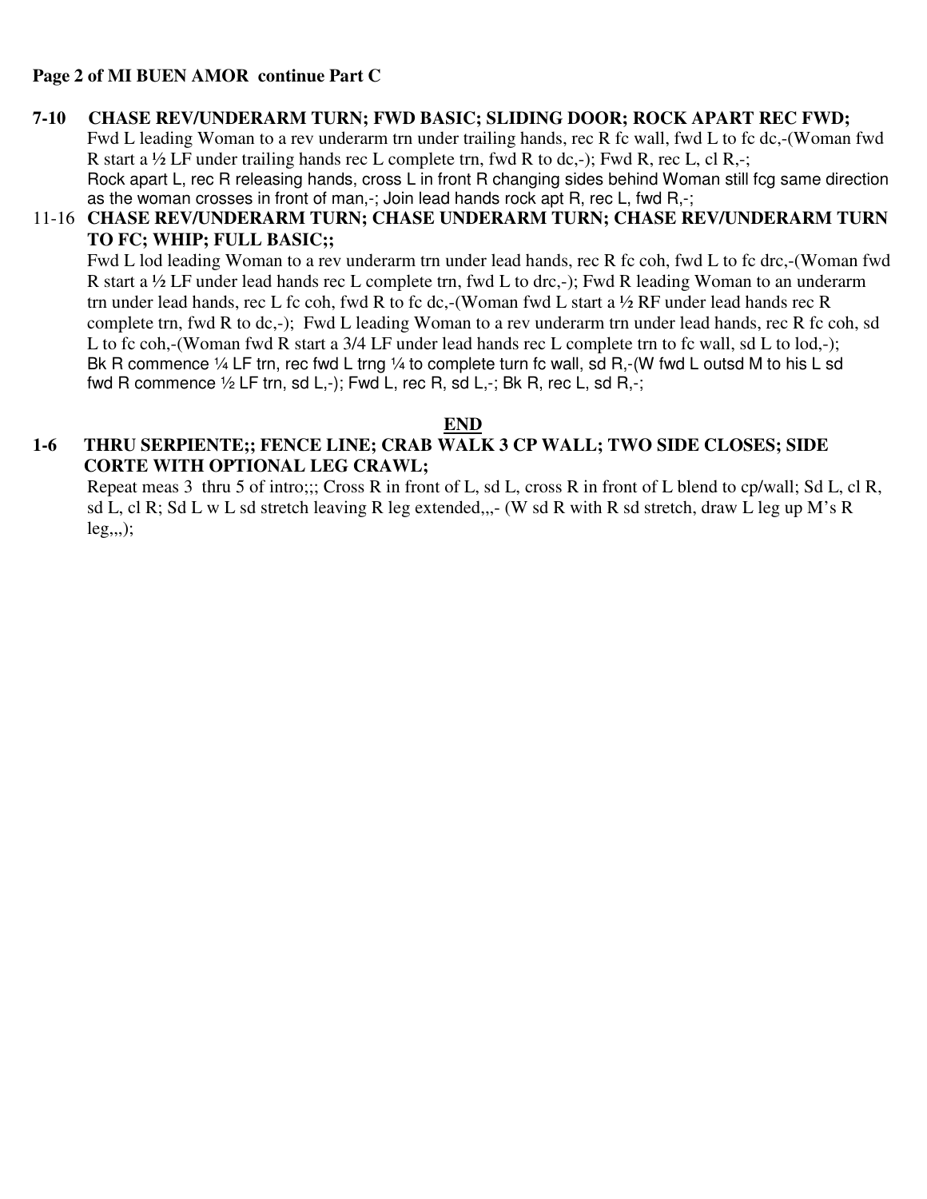**Page 2 of MI BUEN AMOR continue Part C**

**7-10 CHASE REV/UNDERARM TURN; FWD BASIC; SLIDING DOOR; ROCK APART REC FWD;**

Fwd L leading Woman to a rev underarm trn under trailing hands, rec R fc wall, fwd L to fc dc,-(Woman fwd R start a ½ LF under trailing hands rec L complete trn, fwd R to dc,-); Fwd R, rec L, cl R,-; Rock apart L, rec R releasing hands, cross L in front R changing sides behind Woman still fcg same direction as the woman crosses in front of man,-; Join lead hands rock apt R, rec L, fwd R,-;

11-16 **CHASE REV/UNDERARM TURN; CHASE UNDERARM TURN; CHASE REV/UNDERARM TURN TO FC; WHIP; FULL BASIC;;**

Fwd L lod leading Woman to a rev underarm trn under lead hands, rec R fc coh, fwd L to fc drc,-(Woman fwd R start a ½ LF under lead hands rec L complete trn, fwd L to drc,-); Fwd R leading Woman to an underarm trn under lead hands, rec L fc coh, fwd R to fc dc,-(Woman fwd L start a ½ RF under lead hands rec R complete trn, fwd R to dc,-); Fwd L leading Woman to a rev underarm trn under lead hands, rec R fc coh, sd L to fc coh,-(Woman fwd R start a 3/4 LF under lead hands rec L complete trn to fc wall, sd L to lod,-); Bk R commence ¼ LF trn, rec fwd L trng ¼ to complete turn fc wall, sd R,-(W fwd L outsd M to his L sd fwd R commence ½ LF trn, sd L,-); Fwd L, rec R, sd L,-; Bk R, rec L, sd R,-;

**END**

**1-6 THRU SERPIENTE;; FENCE LINE; CRAB WALK 3 CP WALL; TWO SIDE CLOSES; SIDE CORTE WITH OPTIONAL LEG CRAWL;**

Repeat meas 3 thru 5 of intro;;; Cross R in front of L, sd L, cross R in front of L blend to cp/wall; Sd L, cl R, sd L, cl R; Sd L w L sd stretch leaving R leg extended,,,- (W sd R with R sd stretch, draw L leg up M's R leg,,,);